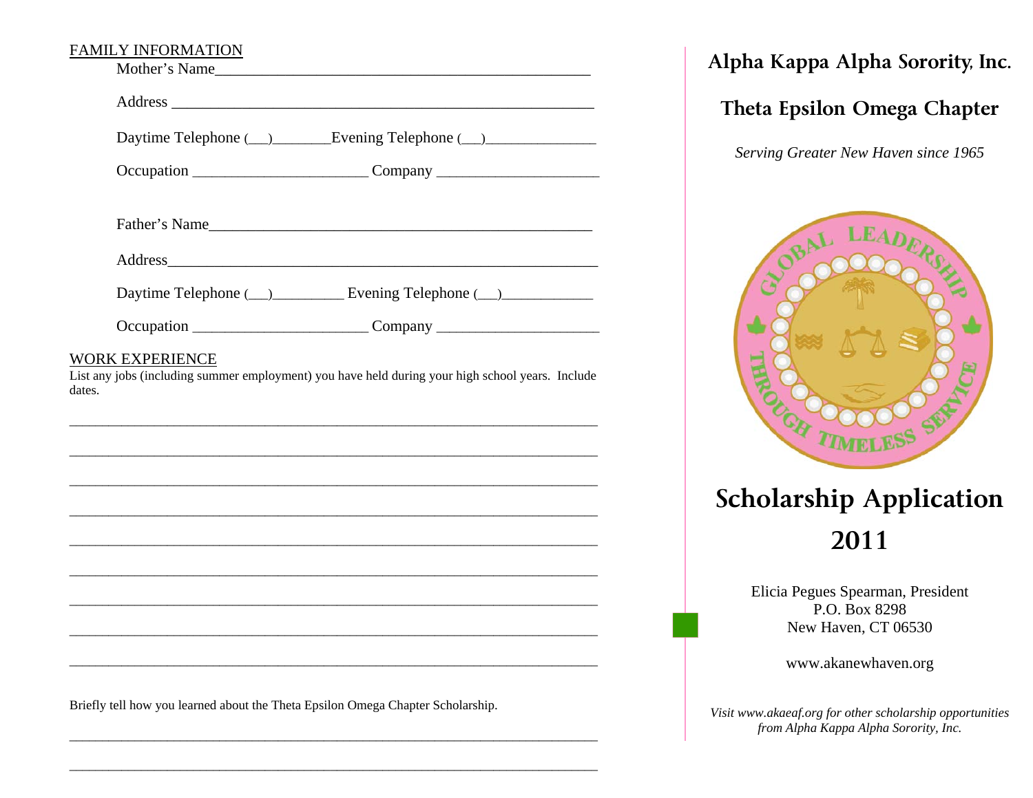FAMILY INFORMATION

Mother's Name_______________________________________________

Address _____________________________________________________

Daytime Telephone (__)_______Evening Telephone (__)_____________

Occupation _____________________ Company ____________________

Father's Name_______________________________________________

Address_____________________________________________________

Daytime Telephone (__)_________ Evening Telephone (__)___________

Occupation _____________________ Company ____________________

WORK EXPERIENCE

List any jobs (including summer employment) you have held during your high school years. Include dates.

_____________________________________________________________________

_____________________________________________________________________

_____________________________________________________________________

_____________________________________________________________________

_____________________________________________________________________

_____________________________________________________________________

_____________________________________________________________________

_____________________________________________________________________

_____________________________________________________________________

Briefly tell how you learned about the Theta Epsilon Omega Chapter Scholarship.

_____________________________________________________________________

_____________________________________________________________________

# Alpha Kappa Alpha Sorority, Inc.

## Theta Epsilon Omega Chapter

*Serving Greater New Haven since 1965*

GLOBAL LEADERSHIP THROUGH TIMELESS SERVICE

# Scholarship Application 2011

Elicia Pegues Spearman, President
P.O. Box 8298
New Haven, CT 06530

www.akanewhaven.org

*Visit www.akaeaf.org for other scholarship opportunities from Alpha Kappa Alpha Sorority, Inc.*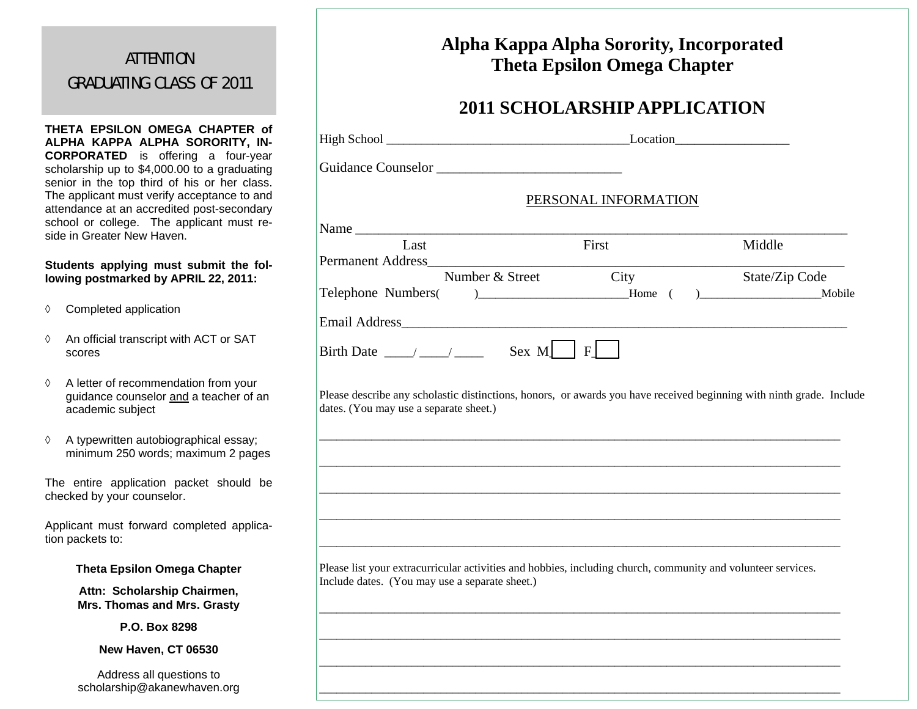ATTENTION

GRADUATING CLASS OF 2011

**THETA EPSILON OMEGA CHAPTER of ALPHA KAPPA ALPHA SORORITY, INCORPORATED** is offering a four-year scholarship up to $4,000.00 to a graduating senior in the top third of his or her class. The applicant must verify acceptance to and attendance at an accredited post-secondary school or college. The applicant must reside in Greater New Haven.

**Students applying must submit the following postmarked by APRIL 22, 2011:**

- ◊ Completed application
- ◊ An official transcript with ACT or SAT scores
- ◊ A letter of recommendation from your guidance counselor and a teacher of an academic subject
- ◊ A typewritten autobiographical essay; minimum 250 words; maximum 2 pages

The entire application packet should be checked by your counselor.

Applicant must forward completed application packets to:

**Theta Epsilon Omega Chapter**

**Attn: Scholarship Chairmen, Mrs. Thomas and Mrs. Grasty**

**P.O. Box 8298**

**New Haven, CT 06530**

Address all questions to scholarship@akanewhaven.org

# Alpha Kappa Alpha Sorority, Incorporated
# Theta Epsilon Omega Chapter

## 2011 SCHOLARSHIP APPLICATION

High School ______________________________________Location_________________

Guidance Counselor ___________________________

PERSONAL INFORMATION

Name ___________________________________________________________________________

Last First Middle

Permanent Address_______________________________________________________________

Number & Street City State/Zip Code

Telephone Numbers( )_______________________Home ( )___________________Mobile

Email Address___________________________________________________________________

Birth Date ____/ ____/ ____ Sex M☐ F☐

Please describe any scholastic distinctions, honors, or awards you have received beginning with ninth grade. Include dates. (You may use a separate sheet.)

_______________________________________________________________________________

_______________________________________________________________________________

_______________________________________________________________________________

_______________________________________________________________________________

_______________________________________________________________________________

Please list your extracurricular activities and hobbies, including church, community and volunteer services. Include dates. (You may use a separate sheet.)

_______________________________________________________________________________

_______________________________________________________________________________

_______________________________________________________________________________

_______________________________________________________________________________